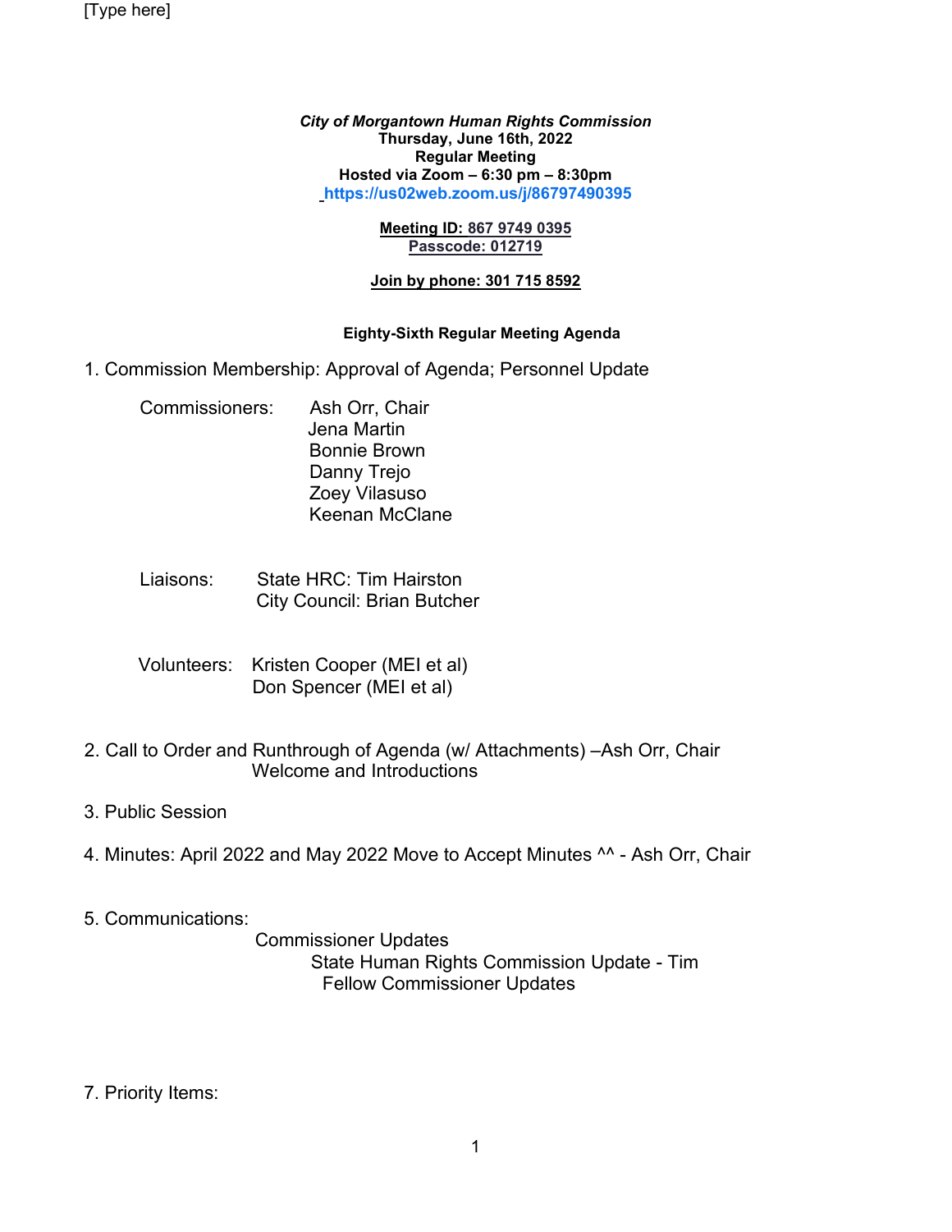[Type here]

***City of Morgantown Human Rights Commission***
**Thursday, June 16th, 2022**
**Regular Meeting**
**Hosted via Zoom – 6:30 pm – 8:30pm**
**https://us02web.zoom.us/j/86797490395**

**Meeting ID: 867 9749 0395**
**Passcode: 012719**

**Join by phone: 301 715 8592**

**Eighty-Sixth Regular Meeting Agenda**

1. Commission Membership: Approval of Agenda; Personnel Update

   Commissioners: Ash Orr, Chair
   Jena Martin
   Bonnie Brown
   Danny Trejo
   Zoey Vilasuso
   Keenan McClane

   Liaisons: State HRC: Tim Hairston
   City Council: Brian Butcher

   Volunteers: Kristen Cooper (MEI et al)
   Don Spencer (MEI et al)

2. Call to Order and Runthrough of Agenda (w/ Attachments) –Ash Orr, Chair
   Welcome and Introductions

3. Public Session

4. Minutes: April 2022 and May 2022 Move to Accept Minutes ^^ - Ash Orr, Chair

5. Communications:
   Commissioner Updates
   State Human Rights Commission Update - Tim
   Fellow Commissioner Updates

7. Priority Items: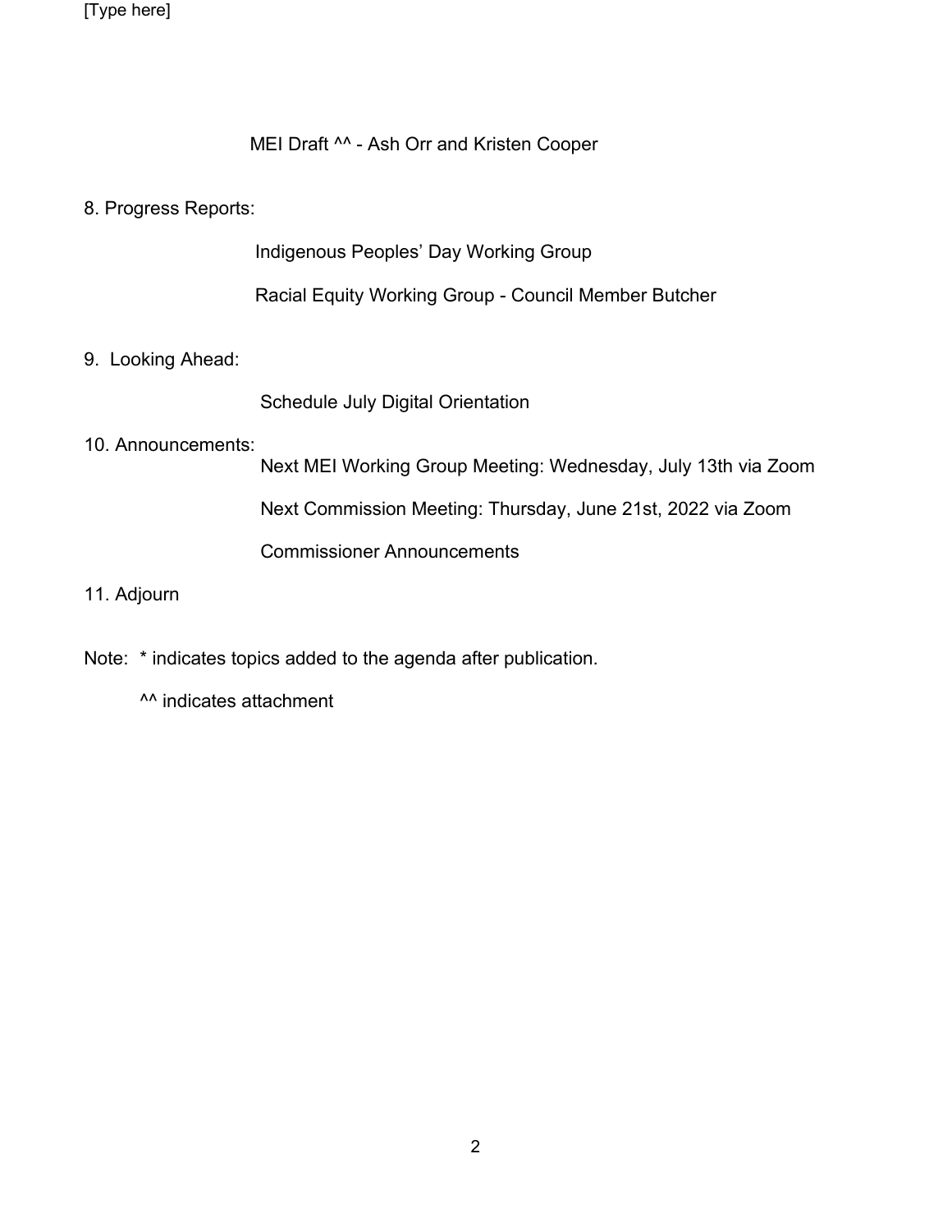MEI Draft ^^ - Ash Orr and Kristen Cooper

8. Progress Reports:

Indigenous Peoples' Day Working Group

Racial Equity Working Group - Council Member Butcher

9. Looking Ahead:

Schedule July Digital Orientation

10. Announcements:

Next MEI Working Group Meeting: Wednesday, July 13th via Zoom

Next Commission Meeting: Thursday, June 21st, 2022 via Zoom

Commissioner Announcements

11. Adjourn

Note: * indicates topics added to the agenda after publication.

^^ indicates attachment